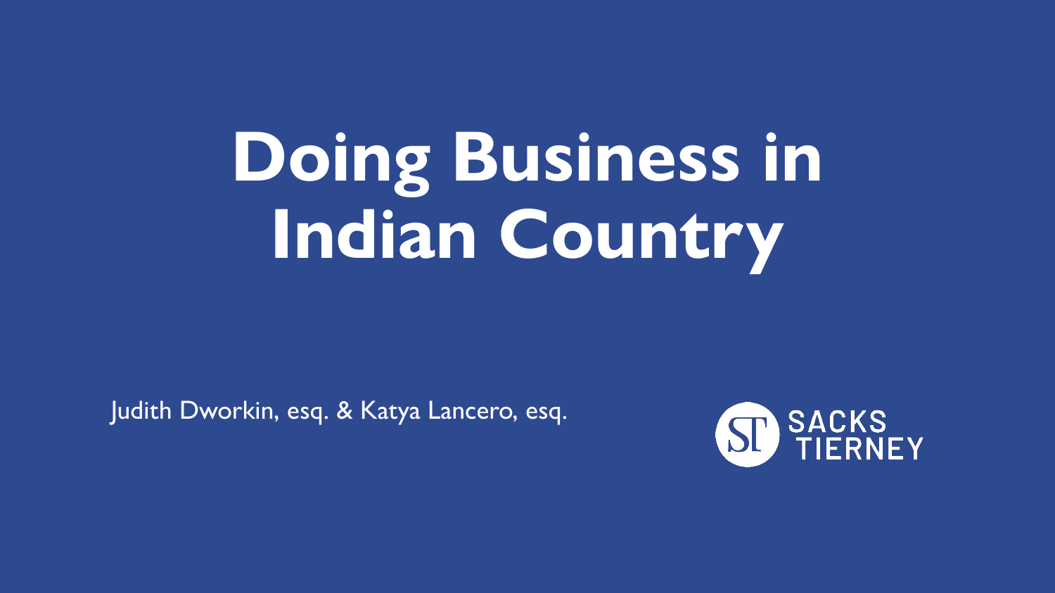# Doing Business in Indian Country

Judith Dworkin, esq. & Katya Lancero, esq.

SACKS TIERNEY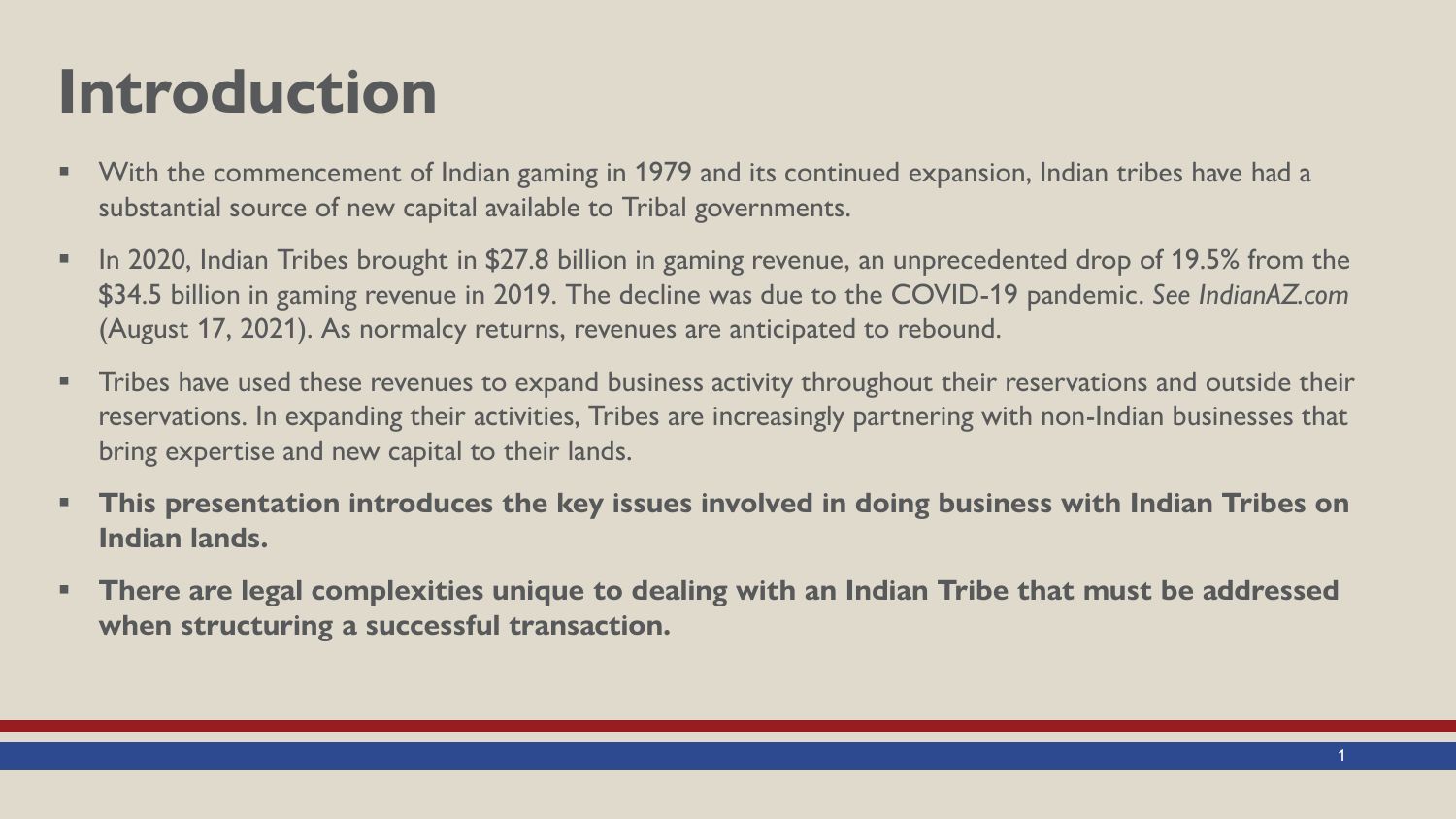# Introduction

- With the commencement of Indian gaming in 1979 and its continued expansion, Indian tribes have had a substantial source of new capital available to Tribal governments.
- In 2020, Indian Tribes brought in $27.8 billion in gaming revenue, an unprecedented drop of 19.5% from the $34.5 billion in gaming revenue in 2019. The decline was due to the COVID-19 pandemic. *See IndianAZ.com* (August 17, 2021). As normalcy returns, revenues are anticipated to rebound.
- Tribes have used these revenues to expand business activity throughout their reservations and outside their reservations. In expanding their activities, Tribes are increasingly partnering with non-Indian businesses that bring expertise and new capital to their lands.
- **This presentation introduces the key issues involved in doing business with Indian Tribes on Indian lands.**
- **There are legal complexities unique to dealing with an Indian Tribe that must be addressed when structuring a successful transaction.**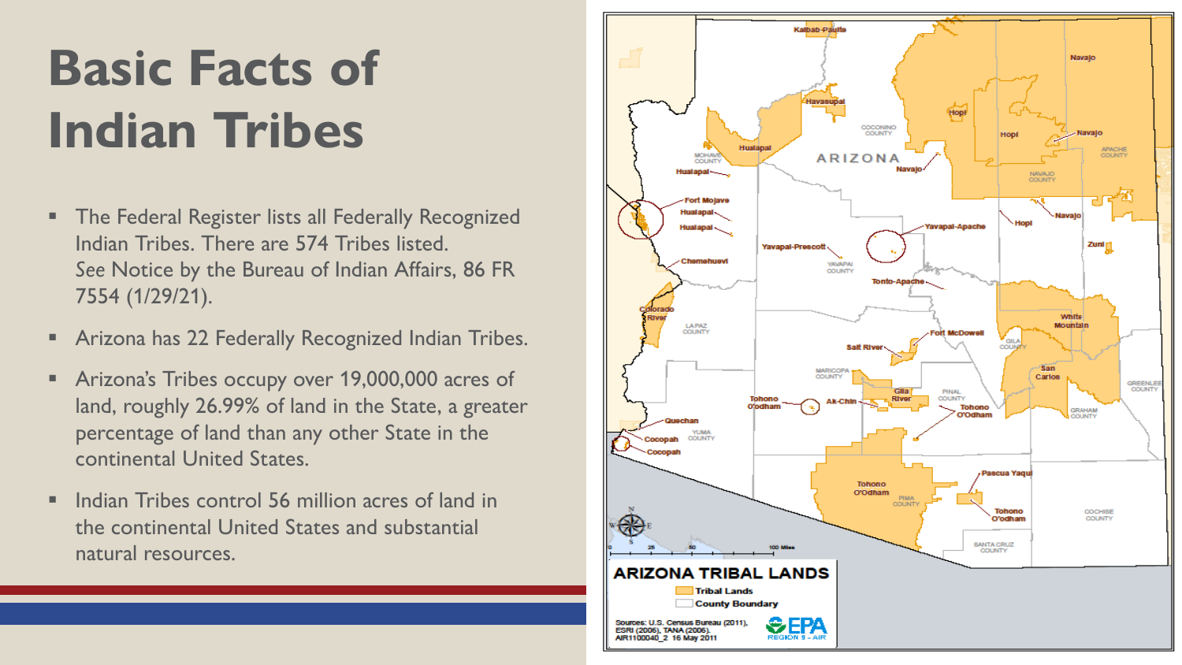# Basic Facts of Indian Tribes

- The Federal Register lists all Federally Recognized Indian Tribes. There are 574 Tribes listed. *See* Notice by the Bureau of Indian Affairs, 86 FR 7554 (1/29/21).
- Arizona has 22 Federally Recognized Indian Tribes.
- Arizona's Tribes occupy over 19,000,000 acres of land, roughly 26.99% of land in the State, a greater percentage of land than any other State in the continental United States.
- Indian Tribes control 56 million acres of land in the continental United States and substantial natural resources.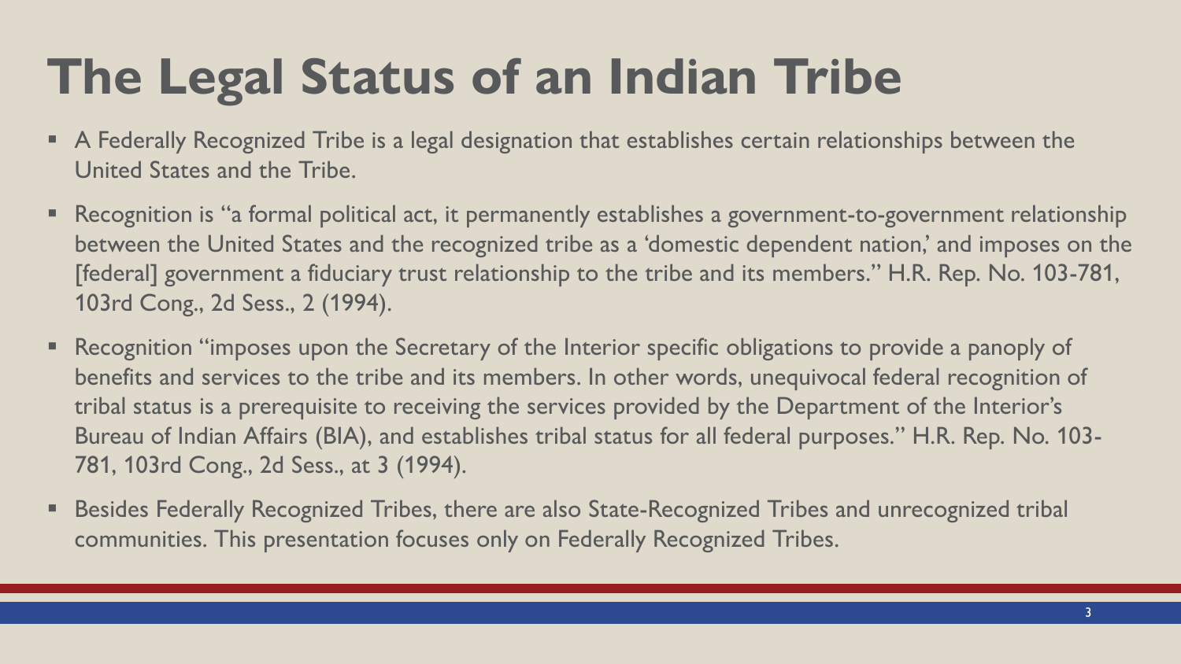# The Legal Status of an Indian Tribe

- A Federally Recognized Tribe is a legal designation that establishes certain relationships between the United States and the Tribe.
- Recognition is "a formal political act, it permanently establishes a government-to-government relationship between the United States and the recognized tribe as a 'domestic dependent nation,' and imposes on the [federal] government a fiduciary trust relationship to the tribe and its members." H.R. Rep. No. 103-781, 103rd Cong., 2d Sess., 2 (1994).
- Recognition "imposes upon the Secretary of the Interior specific obligations to provide a panoply of benefits and services to the tribe and its members. In other words, unequivocal federal recognition of tribal status is a prerequisite to receiving the services provided by the Department of the Interior's Bureau of Indian Affairs (BIA), and establishes tribal status for all federal purposes." H.R. Rep. No. 103-781, 103rd Cong., 2d Sess., at 3 (1994).
- Besides Federally Recognized Tribes, there are also State-Recognized Tribes and unrecognized tribal communities. This presentation focuses only on Federally Recognized Tribes.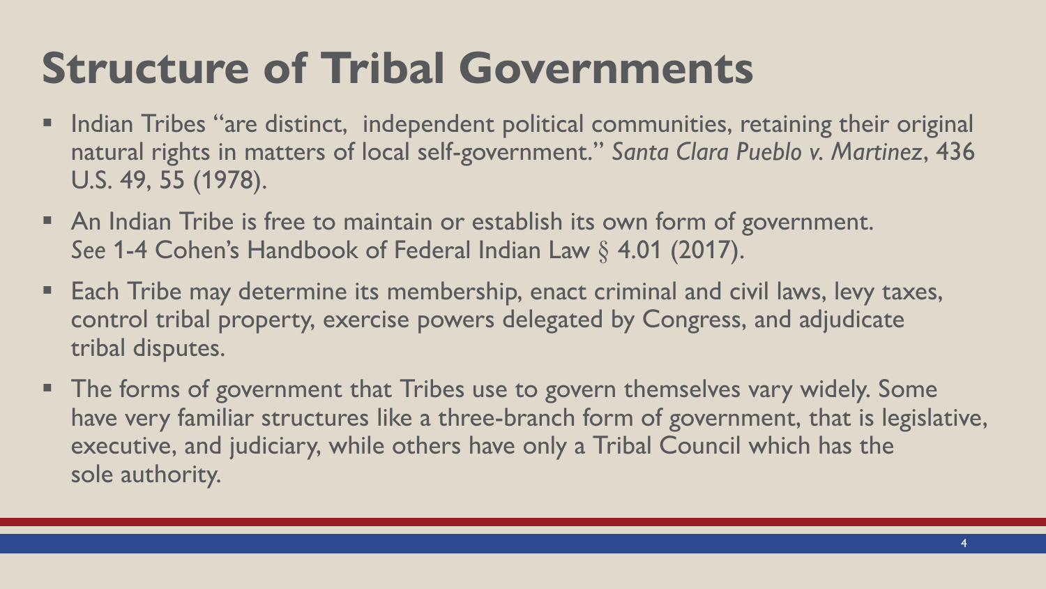# Structure of Tribal Governments

- Indian Tribes "are distinct,  independent political communities, retaining their original natural rights in matters of local self-government." *Santa Clara Pueblo v. Martinez*, 436 U.S. 49, 55 (1978).
- An Indian Tribe is free to maintain or establish its own form of government. *See* 1-4 Cohen's Handbook of Federal Indian Law § 4.01 (2017).
- Each Tribe may determine its membership, enact criminal and civil laws, levy taxes, control tribal property, exercise powers delegated by Congress, and adjudicate tribal disputes.
- The forms of government that Tribes use to govern themselves vary widely. Some have very familiar structures like a three-branch form of government, that is legislative, executive, and judiciary, while others have only a Tribal Council which has the sole authority.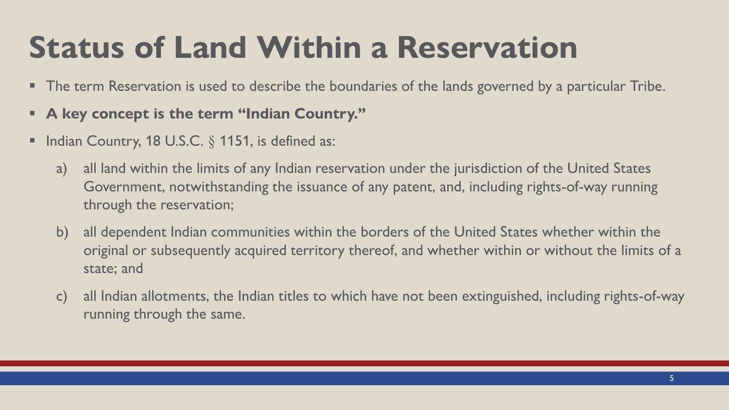# Status of Land Within a Reservation

- The term Reservation is used to describe the boundaries of the lands governed by a particular Tribe.
- **A key concept is the term "Indian Country."**
- Indian Country, 18 U.S.C. § 1151, is defined as:
    a) all land within the limits of any Indian reservation under the jurisdiction of the United States Government, notwithstanding the issuance of any patent, and, including rights-of-way running through the reservation;

    b) all dependent Indian communities within the borders of the United States whether within the original or subsequently acquired territory thereof, and whether within or without the limits of a state; and

    c) all Indian allotments, the Indian titles to which have not been extinguished, including rights-of-way running through the same.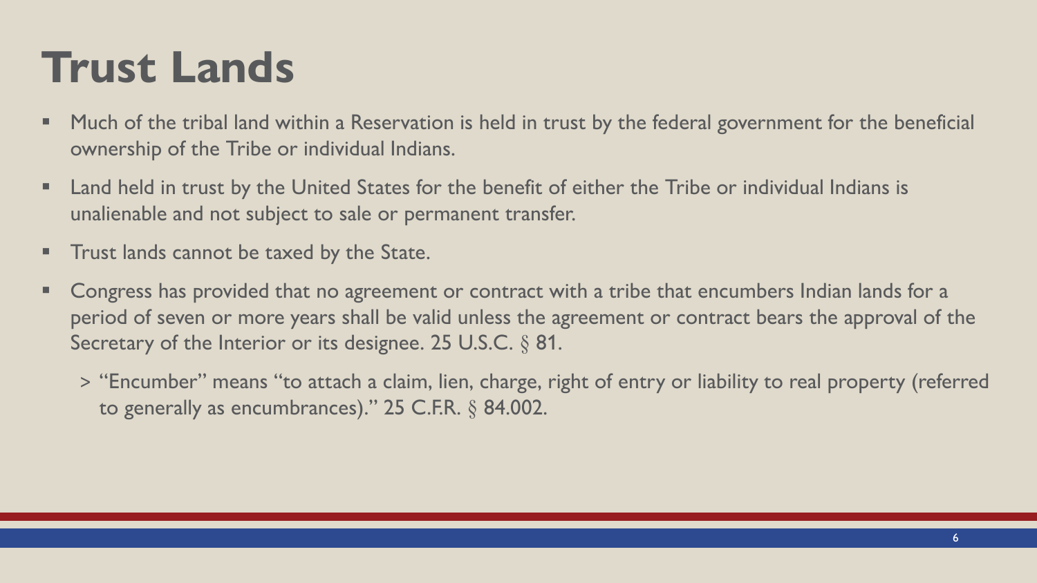# Trust Lands

- Much of the tribal land within a Reservation is held in trust by the federal government for the beneficial ownership of the Tribe or individual Indians.
- Land held in trust by the United States for the benefit of either the Tribe or individual Indians is unalienable and not subject to sale or permanent transfer.
- Trust lands cannot be taxed by the State.
- Congress has provided that no agreement or contract with a tribe that encumbers Indian lands for a period of seven or more years shall be valid unless the agreement or contract bears the approval of the Secretary of the Interior or its designee. 25 U.S.C. § 81.
  - "Encumber" means "to attach a claim, lien, charge, right of entry or liability to real property (referred to generally as encumbrances)." 25 C.F.R. § 84.002.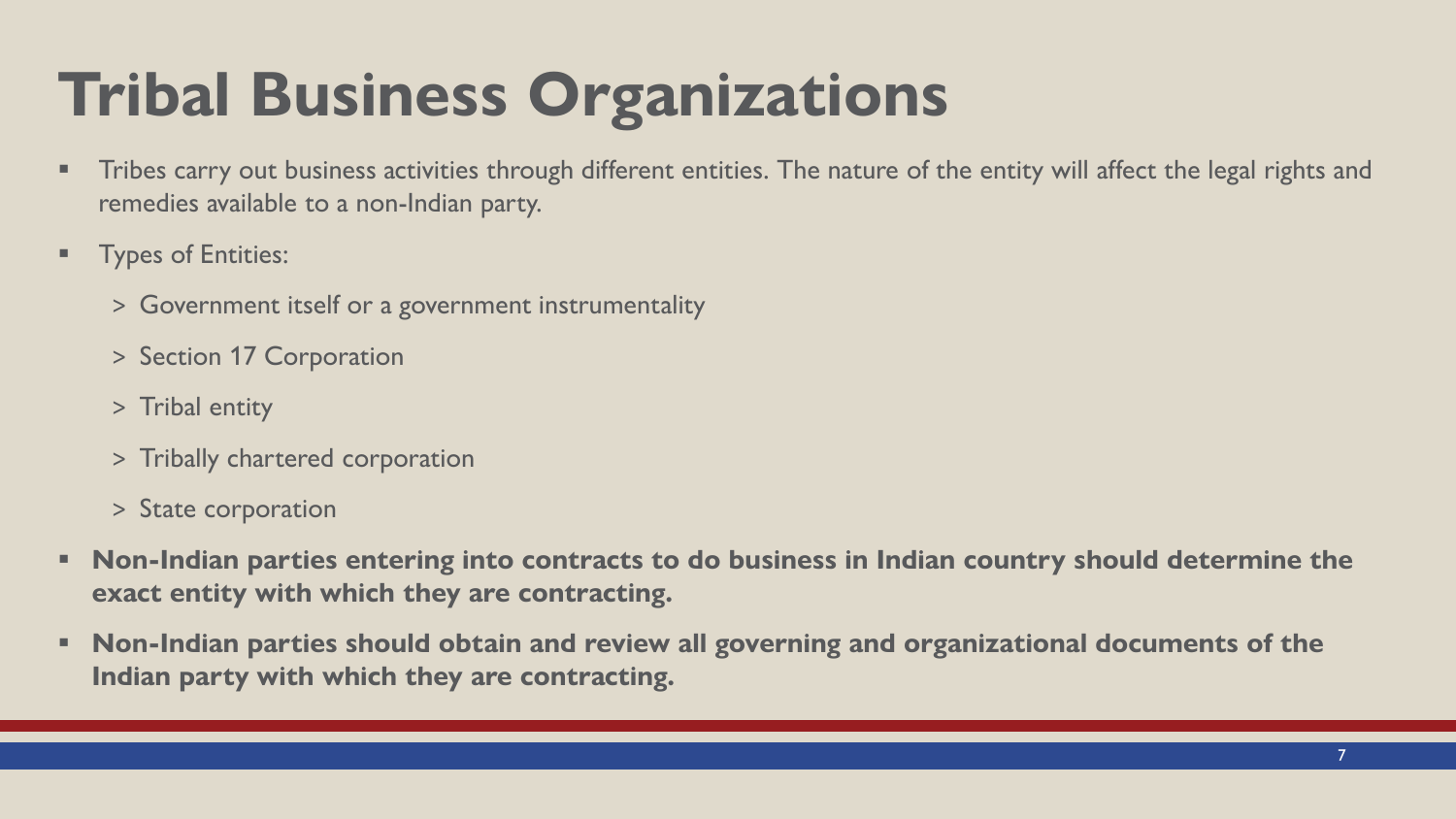# Tribal Business Organizations

- Tribes carry out business activities through different entities. The nature of the entity will affect the legal rights and remedies available to a non-Indian party.
- Types of Entities:
  - > Government itself or a government instrumentality
  - > Section 17 Corporation
  - > Tribal entity
  - > Tribally chartered corporation
  - > State corporation
- **Non-Indian parties entering into contracts to do business in Indian country should determine the exact entity with which they are contracting.**
- **Non-Indian parties should obtain and review all governing and organizational documents of the Indian party with which they are contracting.**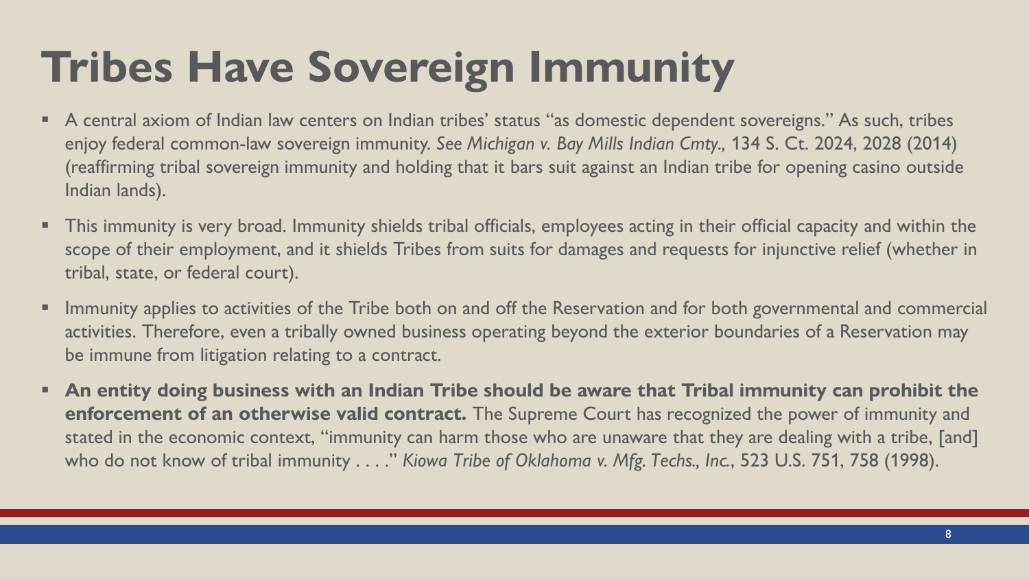# Tribes Have Sovereign Immunity

- A central axiom of Indian law centers on Indian tribes' status "as domestic dependent sovereigns." As such, tribes enjoy federal common-law sovereign immunity. *See Michigan v. Bay Mills Indian Cmty.,* 134 S. Ct. 2024, 2028 (2014) (reaffirming tribal sovereign immunity and holding that it bars suit against an Indian tribe for opening casino outside Indian lands).
- This immunity is very broad. Immunity shields tribal officials, employees acting in their official capacity and within the scope of their employment, and it shields Tribes from suits for damages and requests for injunctive relief (whether in tribal, state, or federal court).
- Immunity applies to activities of the Tribe both on and off the Reservation and for both governmental and commercial activities. Therefore, even a tribally owned business operating beyond the exterior boundaries of a Reservation may be immune from litigation relating to a contract.
- **An entity doing business with an Indian Tribe should be aware that Tribal immunity can prohibit the enforcement of an otherwise valid contract.** The Supreme Court has recognized the power of immunity and stated in the economic context, "immunity can harm those who are unaware that they are dealing with a tribe, [and] who do not know of tribal immunity . . . ." *Kiowa Tribe of Oklahoma v. Mfg. Techs., Inc.*, 523 U.S. 751, 758 (1998).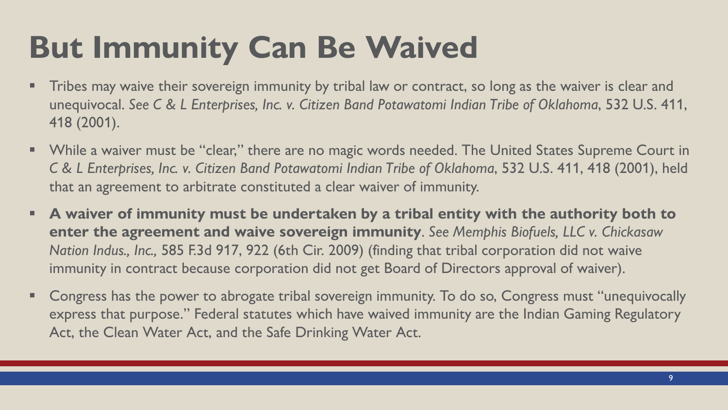# But Immunity Can Be Waived

- Tribes may waive their sovereign immunity by tribal law or contract, so long as the waiver is clear and unequivocal. *See C & L Enterprises, Inc. v. Citizen Band Potawatomi Indian Tribe of Oklahoma*, 532 U.S. 411, 418 (2001).
- While a waiver must be "clear," there are no magic words needed. The United States Supreme Court in *C & L Enterprises, Inc. v. Citizen Band Potawatomi Indian Tribe of Oklahoma*, 532 U.S. 411, 418 (2001), held that an agreement to arbitrate constituted a clear waiver of immunity.
- **A waiver of immunity must be undertaken by a tribal entity with the authority both to enter the agreement and waive sovereign immunity**. *See Memphis Biofuels, LLC v. Chickasaw Nation Indus., Inc.,* 585 F.3d 917, 922 (6th Cir. 2009) (finding that tribal corporation did not waive immunity in contract because corporation did not get Board of Directors approval of waiver).
- Congress has the power to abrogate tribal sovereign immunity. To do so, Congress must "unequivocally express that purpose." Federal statutes which have waived immunity are the Indian Gaming Regulatory Act, the Clean Water Act, and the Safe Drinking Water Act.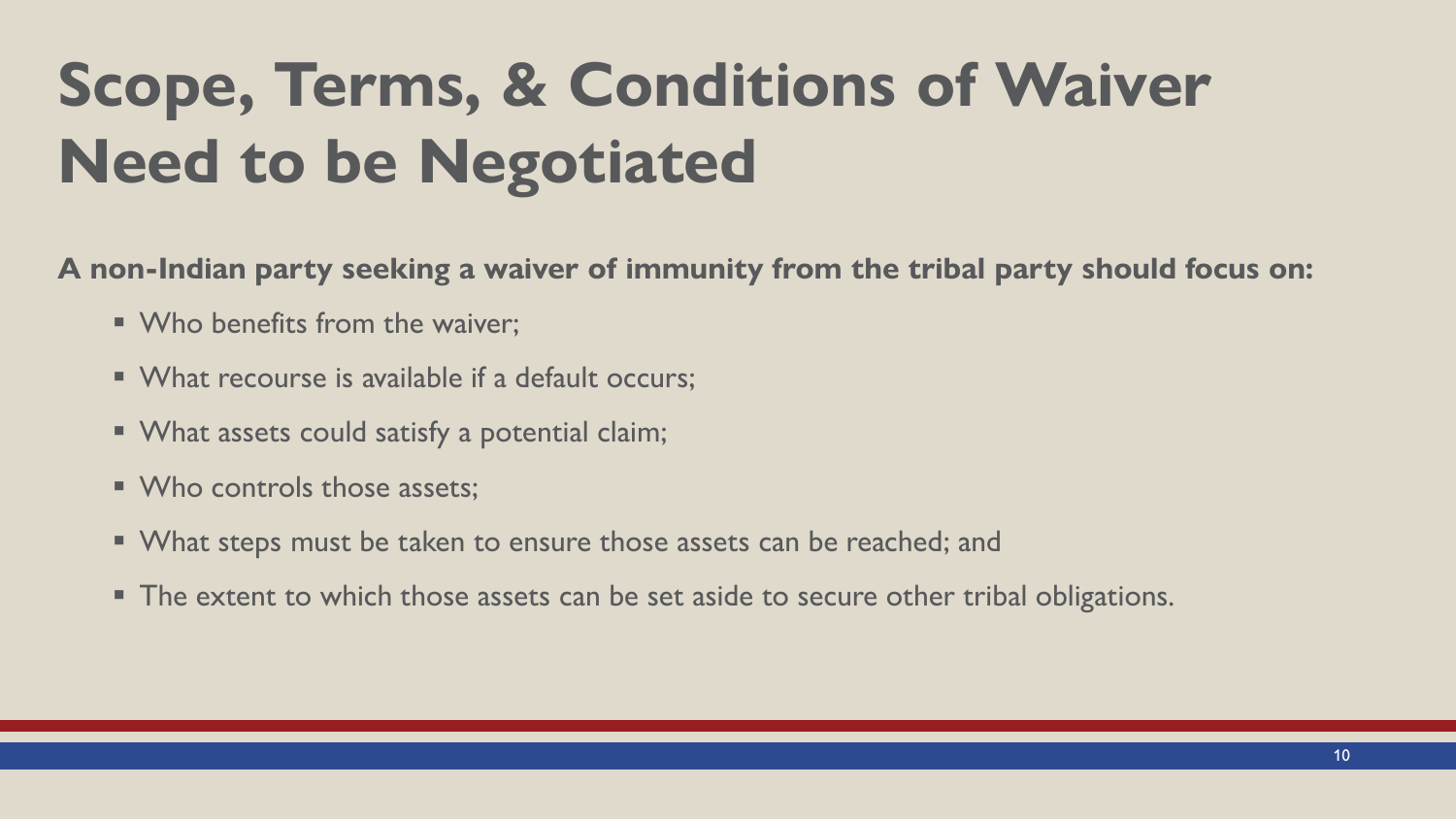# Scope, Terms, & Conditions of Waiver Need to be Negotiated

**A non-Indian party seeking a waiver of immunity from the tribal party should focus on:**

- Who benefits from the waiver;
- What recourse is available if a default occurs;
- What assets could satisfy a potential claim;
- Who controls those assets;
- What steps must be taken to ensure those assets can be reached; and
- The extent to which those assets can be set aside to secure other tribal obligations.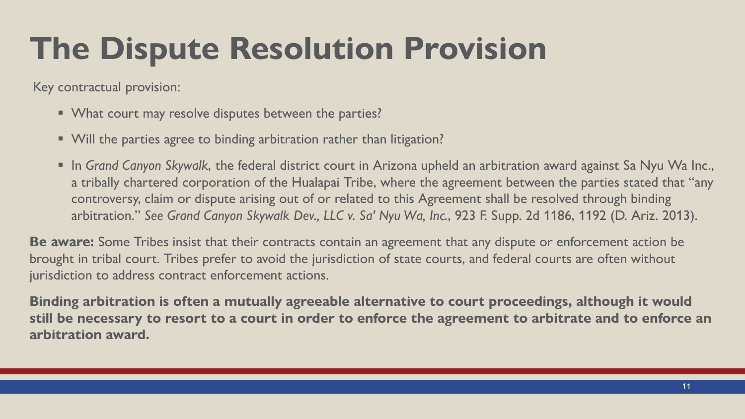# The Dispute Resolution Provision

Key contractual provision:

- What court may resolve disputes between the parties?
- Will the parties agree to binding arbitration rather than litigation?
- In *Grand Canyon Skywalk*, the federal district court in Arizona upheld an arbitration award against Sa Nyu Wa Inc., a tribally chartered corporation of the Hualapai Tribe, where the agreement between the parties stated that "any controversy, claim or dispute arising out of or related to this Agreement shall be resolved through binding arbitration." *See Grand Canyon Skywalk Dev., LLC v. Sa' Nyu Wa, Inc.*, 923 F. Supp. 2d 1186, 1192 (D. Ariz. 2013).

**Be aware:** Some Tribes insist that their contracts contain an agreement that any dispute or enforcement action be brought in tribal court. Tribes prefer to avoid the jurisdiction of state courts, and federal courts are often without jurisdiction to address contract enforcement actions.

**Binding arbitration is often a mutually agreeable alternative to court proceedings, although it would still be necessary to resort to a court in order to enforce the agreement to arbitrate and to enforce an arbitration award.**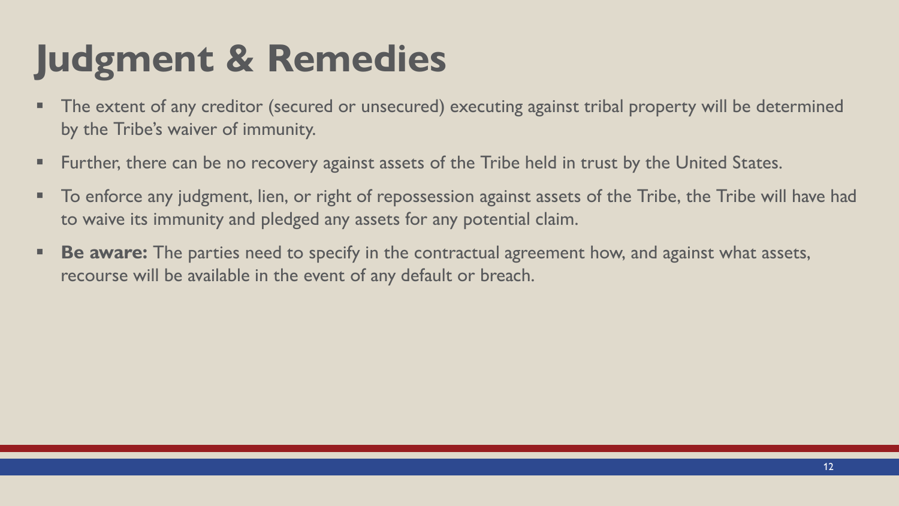# Judgment & Remedies

- The extent of any creditor (secured or unsecured) executing against tribal property will be determined by the Tribe's waiver of immunity.
- Further, there can be no recovery against assets of the Tribe held in trust by the United States.
- To enforce any judgment, lien, or right of repossession against assets of the Tribe, the Tribe will have had to waive its immunity and pledged any assets for any potential claim.
- **Be aware:** The parties need to specify in the contractual agreement how, and against what assets, recourse will be available in the event of any default or breach.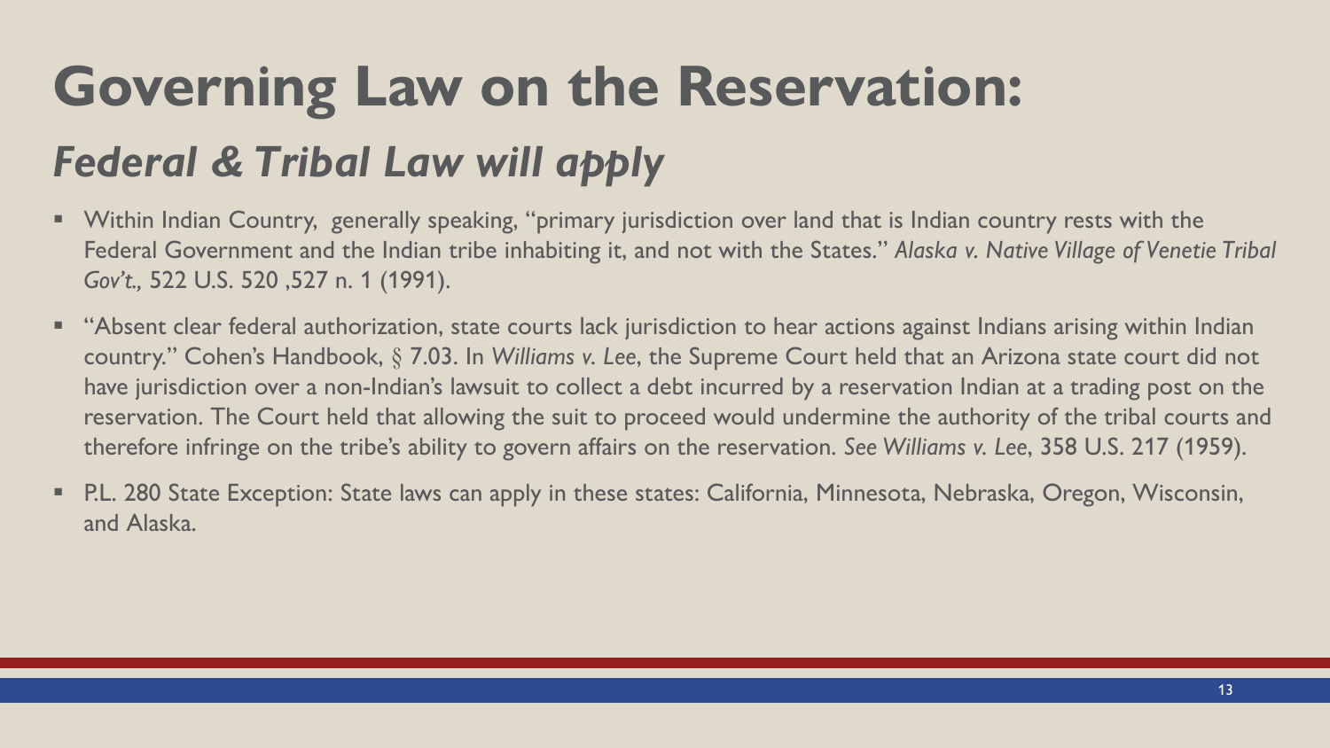# Governing Law on the Reservation:

## *Federal & Tribal Law will apply*

- Within Indian Country, generally speaking, "primary jurisdiction over land that is Indian country rests with the Federal Government and the Indian tribe inhabiting it, and not with the States." *Alaska v. Native Village of Venetie Tribal Gov't.,* 522 U.S. 520 ,527 n. 1 (1991).
- "Absent clear federal authorization, state courts lack jurisdiction to hear actions against Indians arising within Indian country." Cohen's Handbook, § 7.03. In *Williams v. Lee*, the Supreme Court held that an Arizona state court did not have jurisdiction over a non-Indian's lawsuit to collect a debt incurred by a reservation Indian at a trading post on the reservation. The Court held that allowing the suit to proceed would undermine the authority of the tribal courts and therefore infringe on the tribe's ability to govern affairs on the reservation. *See Williams v. Lee*, 358 U.S. 217 (1959).
- P.L. 280 State Exception: State laws can apply in these states: California, Minnesota, Nebraska, Oregon, Wisconsin, and Alaska.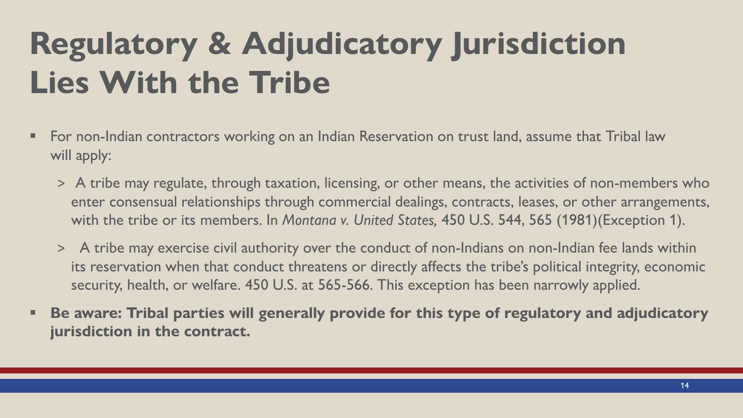# Regulatory & Adjudicatory Jurisdiction Lies With the Tribe

- For non-Indian contractors working on an Indian Reservation on trust land, assume that Tribal law will apply:
  - > A tribe may regulate, through taxation, licensing, or other means, the activities of non-members who enter consensual relationships through commercial dealings, contracts, leases, or other arrangements, with the tribe or its members. In *Montana v. United States,* 450 U.S. 544, 565 (1981)(Exception 1).
  - > A tribe may exercise civil authority over the conduct of non-Indians on non-Indian fee lands within its reservation when that conduct threatens or directly affects the tribe's political integrity, economic security, health, or welfare. 450 U.S. at 565-566. This exception has been narrowly applied.
- **Be aware: Tribal parties will generally provide for this type of regulatory and adjudicatory jurisdiction in the contract.**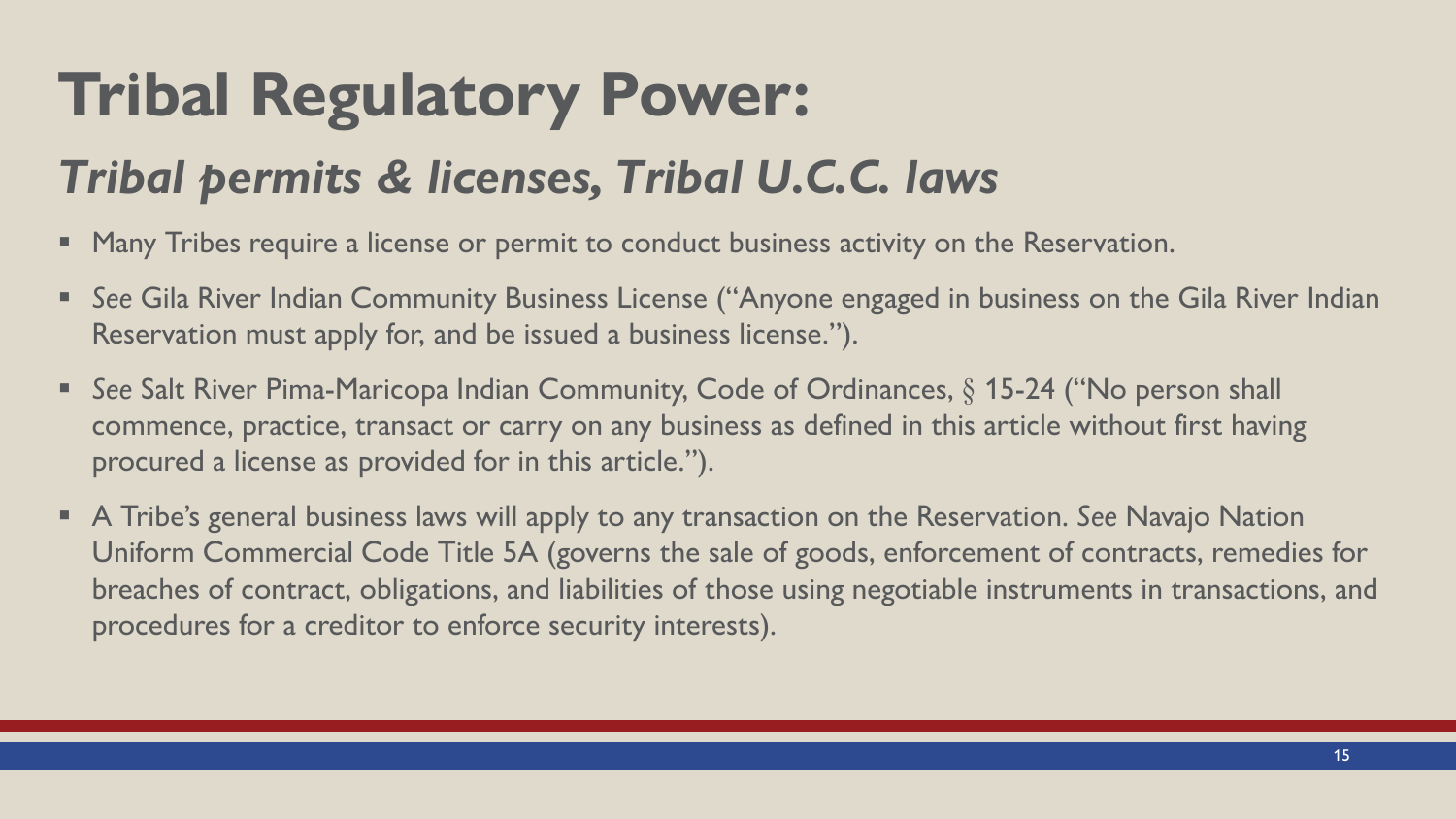# Tribal Regulatory Power:

## *Tribal permits & licenses, Tribal U.C.C. laws*

- Many Tribes require a license or permit to conduct business activity on the Reservation.
- *See* Gila River Indian Community Business License ("Anyone engaged in business on the Gila River Indian Reservation must apply for, and be issued a business license.").
- *See* Salt River Pima-Maricopa Indian Community, Code of Ordinances, § 15-24 ("No person shall commence, practice, transact or carry on any business as defined in this article without first having procured a license as provided for in this article.").
- A Tribe's general business laws will apply to any transaction on the Reservation. *See* Navajo Nation Uniform Commercial Code Title 5A (governs the sale of goods, enforcement of contracts, remedies for breaches of contract, obligations, and liabilities of those using negotiable instruments in transactions, and procedures for a creditor to enforce security interests).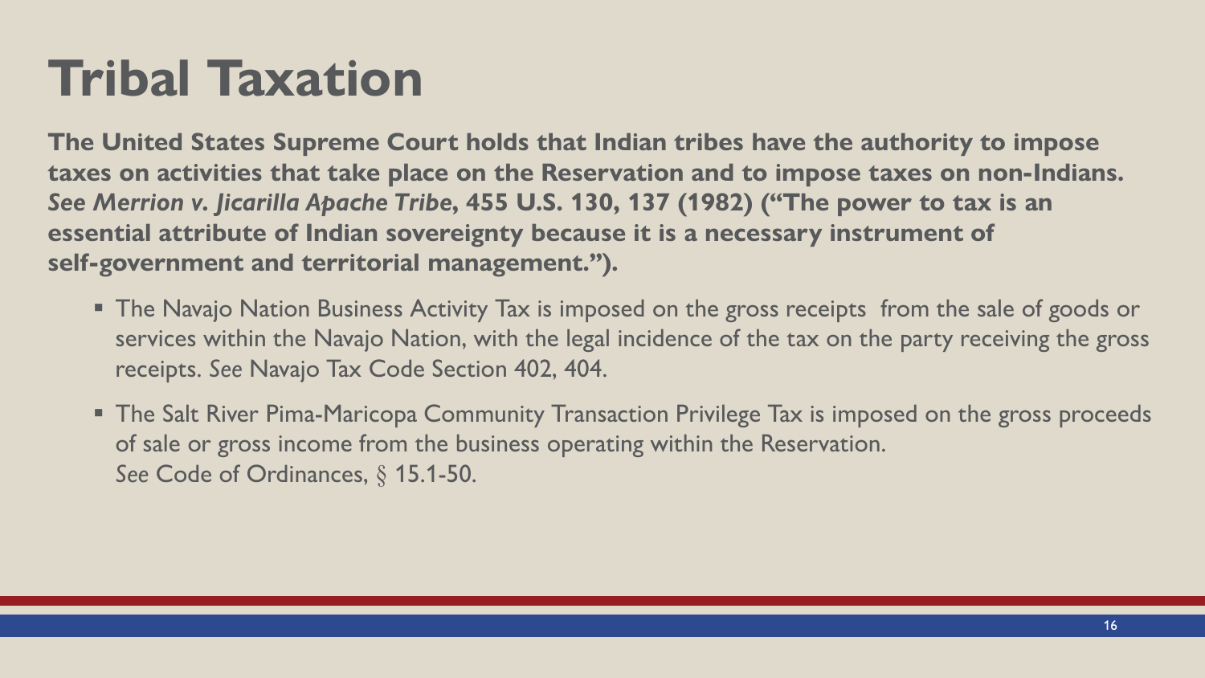# Tribal Taxation

**The United States Supreme Court holds that Indian tribes have the authority to impose taxes on activities that take place on the Reservation and to impose taxes on non-Indians. *See Merrion v. Jicarilla Apache Tribe*, 455 U.S. 130, 137 (1982) ("The power to tax is an essential attribute of Indian sovereignty because it is a necessary instrument of self-government and territorial management.").**

- The Navajo Nation Business Activity Tax is imposed on the gross receipts from the sale of goods or services within the Navajo Nation, with the legal incidence of the tax on the party receiving the gross receipts. *See* Navajo Tax Code Section 402, 404.
- The Salt River Pima-Maricopa Community Transaction Privilege Tax is imposed on the gross proceeds of sale or gross income from the business operating within the Reservation. *See* Code of Ordinances, § 15.1-50.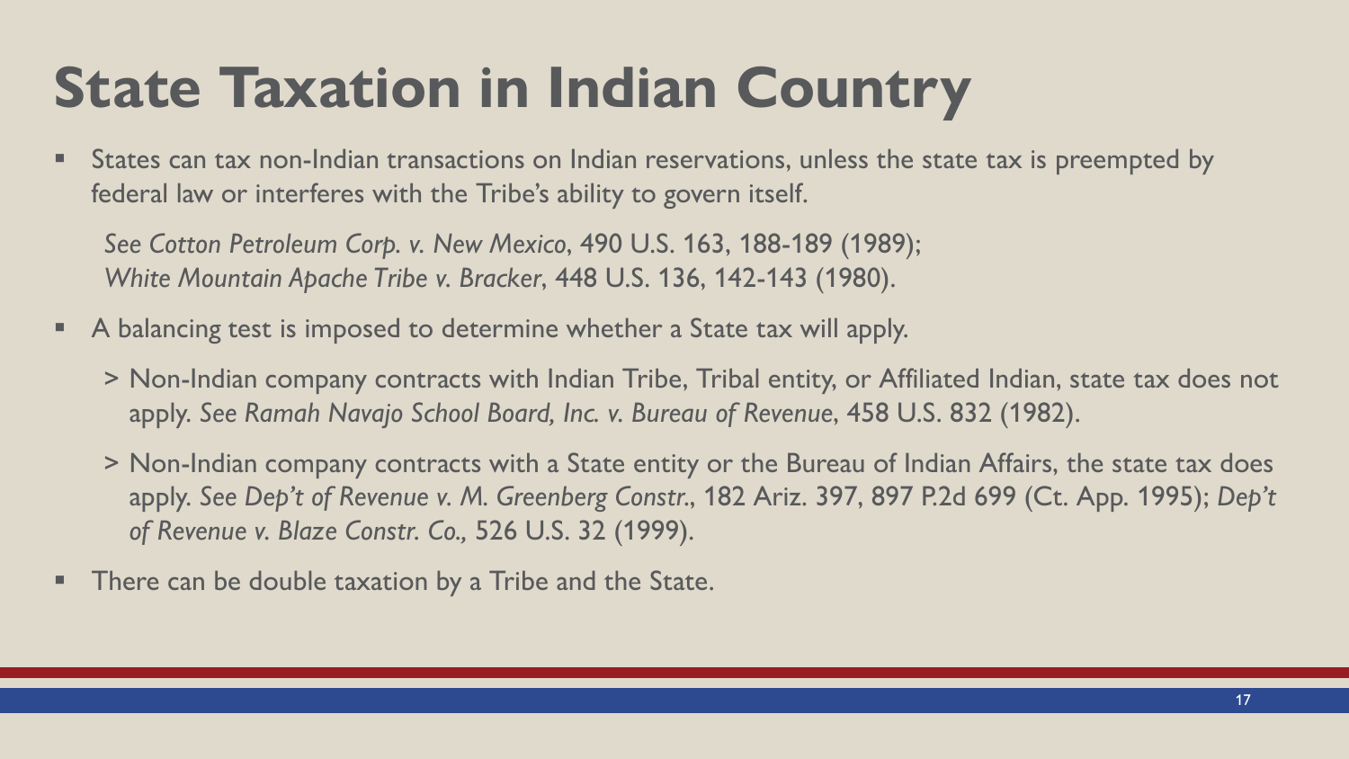# State Taxation in Indian Country

- States can tax non-Indian transactions on Indian reservations, unless the state tax is preempted by federal law or interferes with the Tribe's ability to govern itself.

  *See Cotton Petroleum Corp. v. New Mexico*, 490 U.S. 163, 188-189 (1989);
  *White Mountain Apache Tribe v. Bracker*, 448 U.S. 136, 142-143 (1980).

- A balancing test is imposed to determine whether a State tax will apply.

  > Non-Indian company contracts with Indian Tribe, Tribal entity, or Affiliated Indian, state tax does not apply. *See Ramah Navajo School Board, Inc. v. Bureau of Revenue*, 458 U.S. 832 (1982).

  > Non-Indian company contracts with a State entity or the Bureau of Indian Affairs, the state tax does apply. *See Dep't of Revenue v. M. Greenberg Constr.*, 182 Ariz. 397, 897 P.2d 699 (Ct. App. 1995); *Dep't of Revenue v. Blaze Constr. Co.,* 526 U.S. 32 (1999).

- There can be double taxation by a Tribe and the State.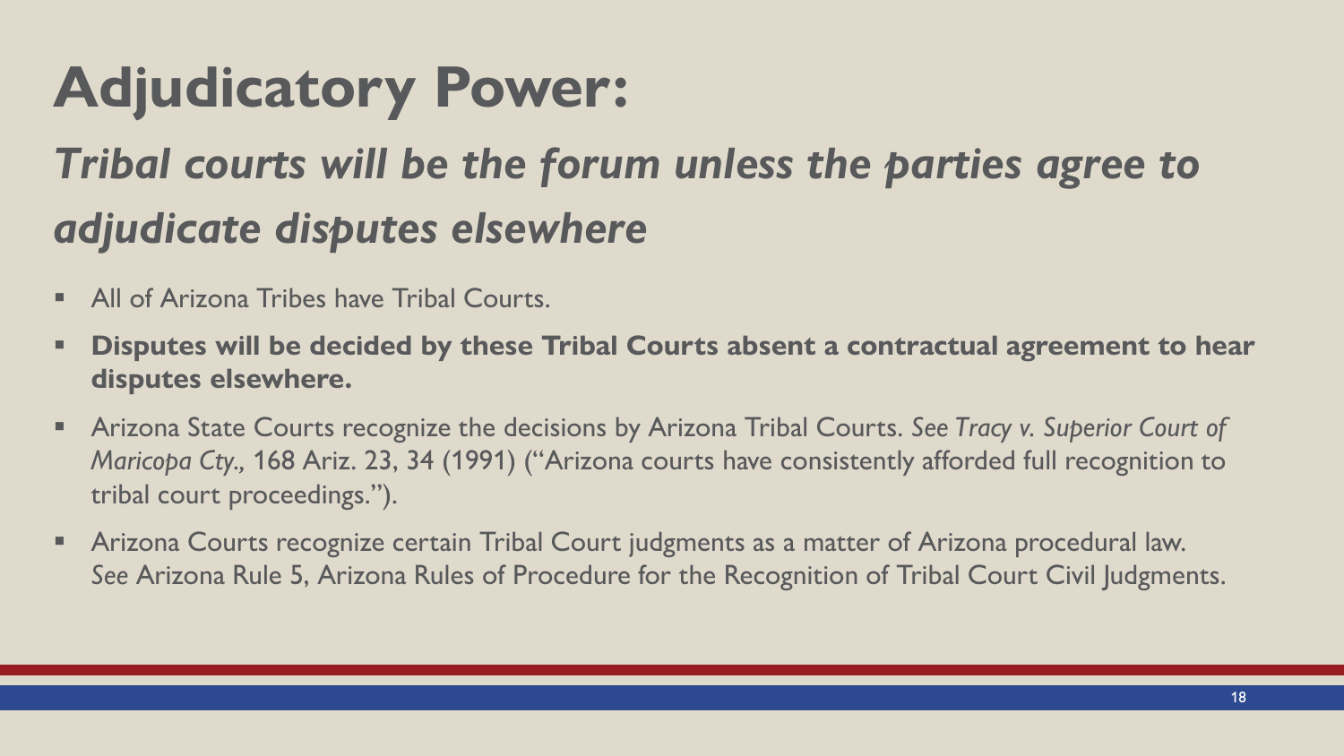# Adjudicatory Power:

## *Tribal courts will be the forum unless the parties agree to adjudicate disputes elsewhere*

- All of Arizona Tribes have Tribal Courts.
- **Disputes will be decided by these Tribal Courts absent a contractual agreement to hear disputes elsewhere.**
- Arizona State Courts recognize the decisions by Arizona Tribal Courts. *See Tracy v. Superior Court of Maricopa Cty.,* 168 Ariz. 23, 34 (1991) ("Arizona courts have consistently afforded full recognition to tribal court proceedings.").
- Arizona Courts recognize certain Tribal Court judgments as a matter of Arizona procedural law. *See* Arizona Rule 5, Arizona Rules of Procedure for the Recognition of Tribal Court Civil Judgments.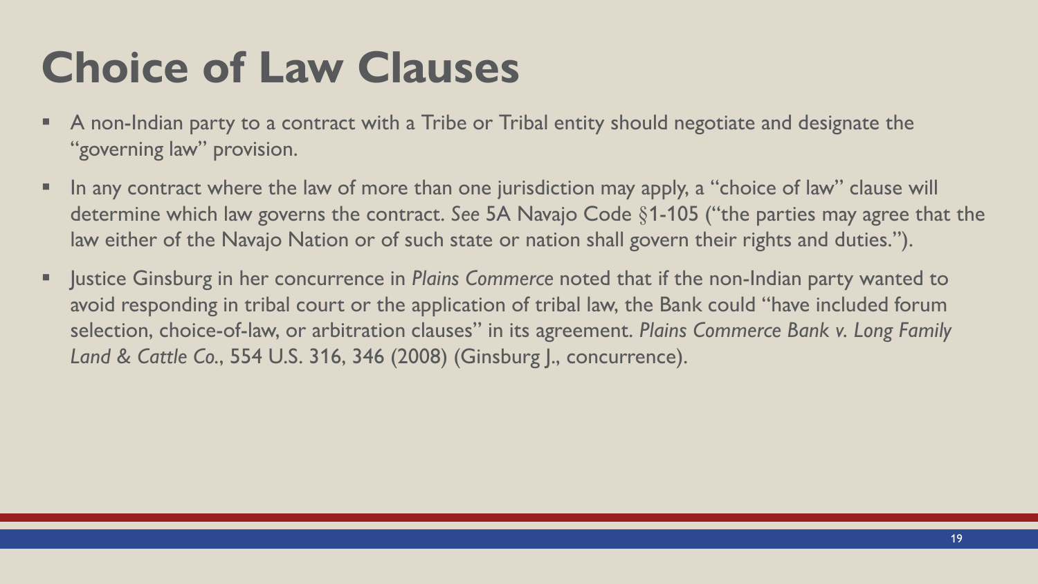# Choice of Law Clauses

- A non-Indian party to a contract with a Tribe or Tribal entity should negotiate and designate the "governing law" provision.
- In any contract where the law of more than one jurisdiction may apply, a "choice of law" clause will determine which law governs the contract. *See* 5A Navajo Code §1-105 ("the parties may agree that the law either of the Navajo Nation or of such state or nation shall govern their rights and duties.").
- Justice Ginsburg in her concurrence in *Plains Commerce* noted that if the non-Indian party wanted to avoid responding in tribal court or the application of tribal law, the Bank could "have included forum selection, choice-of-law, or arbitration clauses" in its agreement. *Plains Commerce Bank v. Long Family Land & Cattle Co.*, 554 U.S. 316, 346 (2008) (Ginsburg J., concurrence).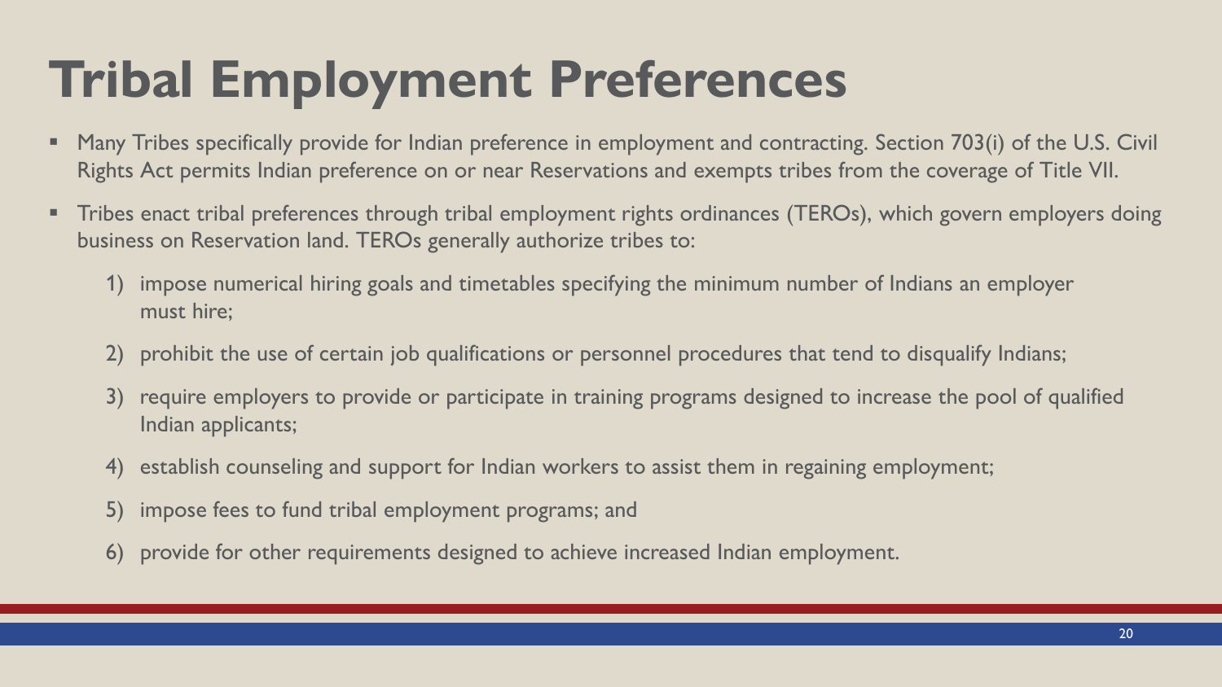# Tribal Employment Preferences

- Many Tribes specifically provide for Indian preference in employment and contracting. Section 703(i) of the U.S. Civil Rights Act permits Indian preference on or near Reservations and exempts tribes from the coverage of Title VII.
- Tribes enact tribal preferences through tribal employment rights ordinances (TEROs), which govern employers doing business on Reservation land. TEROs generally authorize tribes to:
  1) impose numerical hiring goals and timetables specifying the minimum number of Indians an employer must hire;
  2) prohibit the use of certain job qualifications or personnel procedures that tend to disqualify Indians;
  3) require employers to provide or participate in training programs designed to increase the pool of qualified Indian applicants;
  4) establish counseling and support for Indian workers to assist them in regaining employment;
  5) impose fees to fund tribal employment programs; and
  6) provide for other requirements designed to achieve increased Indian employment.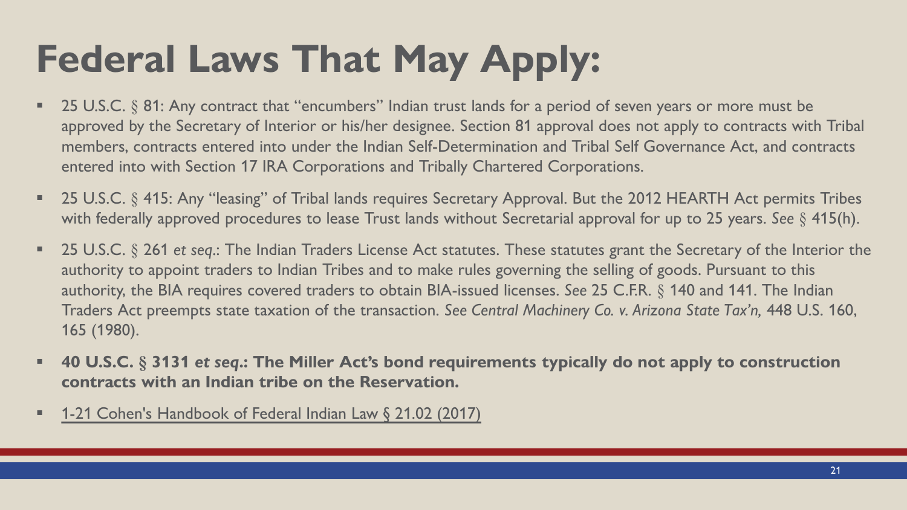# Federal Laws That May Apply:

- 25 U.S.C. § 81: Any contract that "encumbers" Indian trust lands for a period of seven years or more must be approved by the Secretary of Interior or his/her designee. Section 81 approval does not apply to contracts with Tribal members, contracts entered into under the Indian Self-Determination and Tribal Self Governance Act, and contracts entered into with Section 17 IRA Corporations and Tribally Chartered Corporations.
- 25 U.S.C. § 415: Any "leasing" of Tribal lands requires Secretary Approval. But the 2012 HEARTH Act permits Tribes with federally approved procedures to lease Trust lands without Secretarial approval for up to 25 years. *See* § 415(h).
- 25 U.S.C. § 261 *et seq*.: The Indian Traders License Act statutes. These statutes grant the Secretary of the Interior the authority to appoint traders to Indian Tribes and to make rules governing the selling of goods. Pursuant to this authority, the BIA requires covered traders to obtain BIA-issued licenses. *See* 25 C.F.R. § 140 and 141. The Indian Traders Act preempts state taxation of the transaction. *See Central Machinery Co. v. Arizona State Tax'n,* 448 U.S. 160, 165 (1980).
- **40 U.S.C. § 3131 *et seq*.: The Miller Act's bond requirements typically do not apply to construction contracts with an Indian tribe on the Reservation.**
- 1-21 Cohen's Handbook of Federal Indian Law § 21.02 (2017)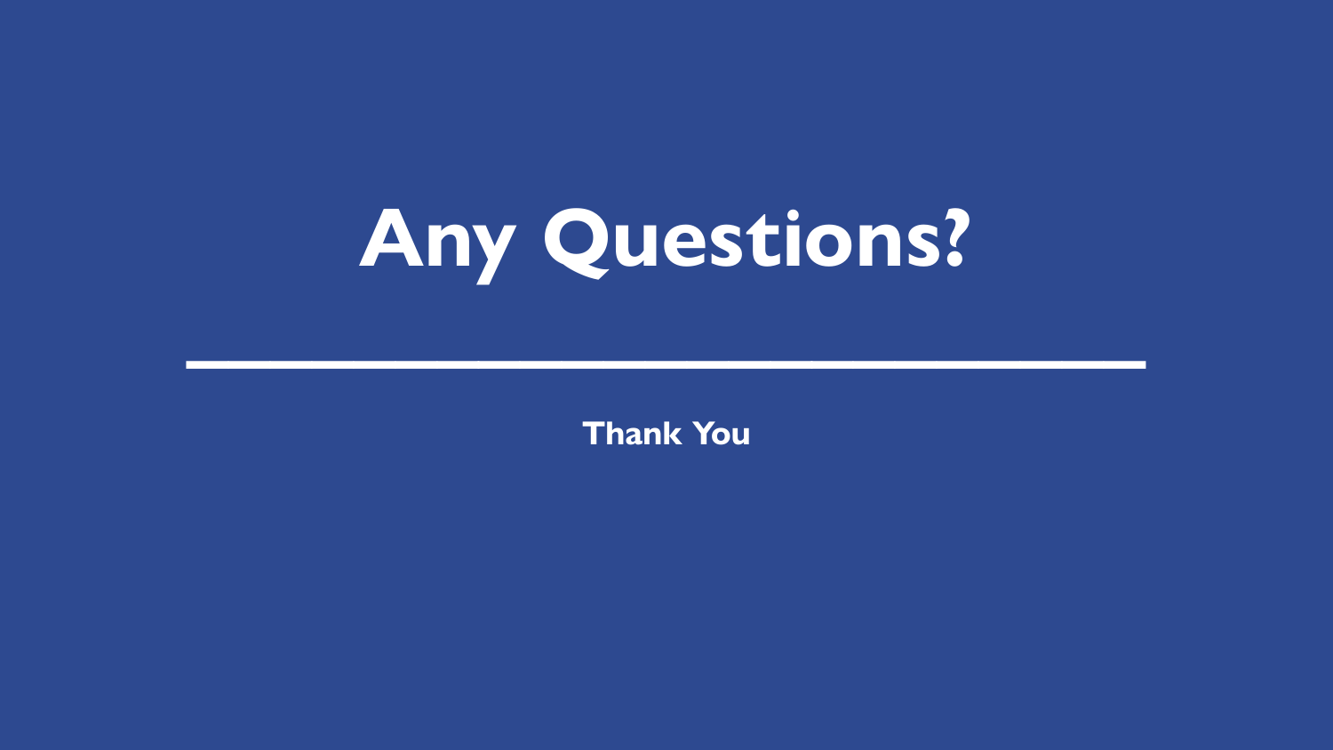# Any Questions?

---

**Thank You**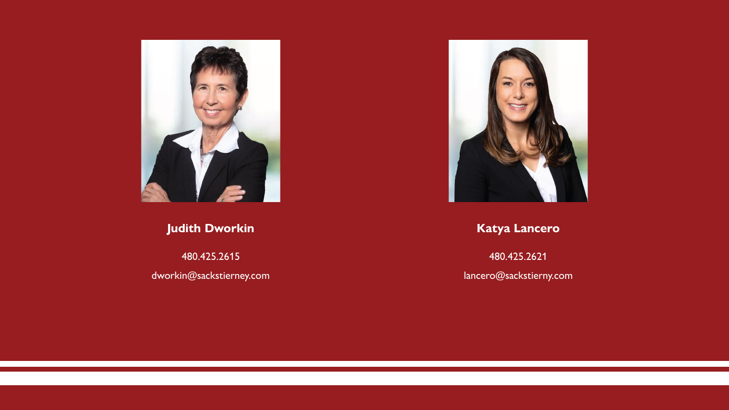**Judith Dworkin**

480.425.2615

dworkin@sackstierney.com

**Katya Lancero**

480.425.2621

lancero@sackstierny.com